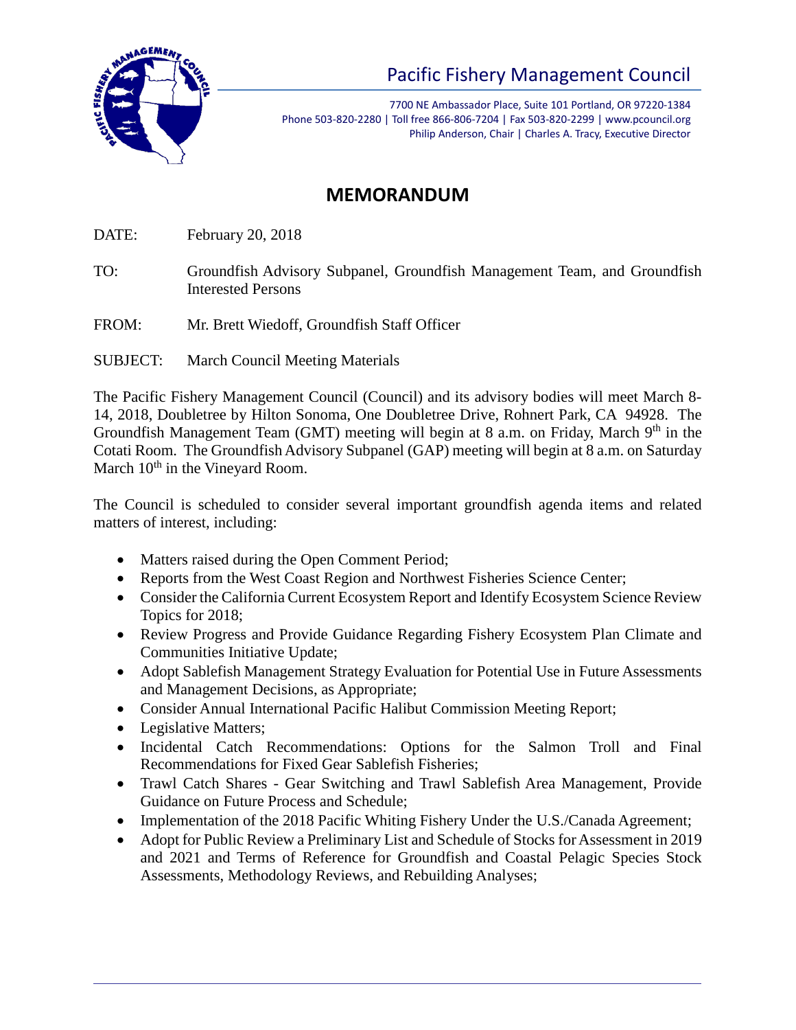# Pacific Fishery Management Council

7700 NE Ambassador Place, Suite 101 Portland, OR 97220-1384
Phone 503-820-2280 | Toll free 866-806-7204 | Fax 503-820-2299 | www.pcouncil.org
Philip Anderson, Chair | Charles A. Tracy, Executive Director

## MEMORANDUM

DATE: February 20, 2018

TO: Groundfish Advisory Subpanel, Groundfish Management Team, and Groundfish Interested Persons

FROM: Mr. Brett Wiedoff, Groundfish Staff Officer

SUBJECT: March Council Meeting Materials

The Pacific Fishery Management Council (Council) and its advisory bodies will meet March 8-14, 2018, Doubletree by Hilton Sonoma, One Doubletree Drive, Rohnert Park, CA 94928. The Groundfish Management Team (GMT) meeting will begin at 8 a.m. on Friday, March 9th in the Cotati Room. The Groundfish Advisory Subpanel (GAP) meeting will begin at 8 a.m. on Saturday March 10th in the Vineyard Room.

The Council is scheduled to consider several important groundfish agenda items and related matters of interest, including:

- Matters raised during the Open Comment Period;
- Reports from the West Coast Region and Northwest Fisheries Science Center;
- Consider the California Current Ecosystem Report and Identify Ecosystem Science Review Topics for 2018;
- Review Progress and Provide Guidance Regarding Fishery Ecosystem Plan Climate and Communities Initiative Update;
- Adopt Sablefish Management Strategy Evaluation for Potential Use in Future Assessments and Management Decisions, as Appropriate;
- Consider Annual International Pacific Halibut Commission Meeting Report;
- Legislative Matters;
- Incidental Catch Recommendations: Options for the Salmon Troll and Final Recommendations for Fixed Gear Sablefish Fisheries;
- Trawl Catch Shares - Gear Switching and Trawl Sablefish Area Management, Provide Guidance on Future Process and Schedule;
- Implementation of the 2018 Pacific Whiting Fishery Under the U.S./Canada Agreement;
- Adopt for Public Review a Preliminary List and Schedule of Stocks for Assessment in 2019 and 2021 and Terms of Reference for Groundfish and Coastal Pelagic Species Stock Assessments, Methodology Reviews, and Rebuilding Analyses;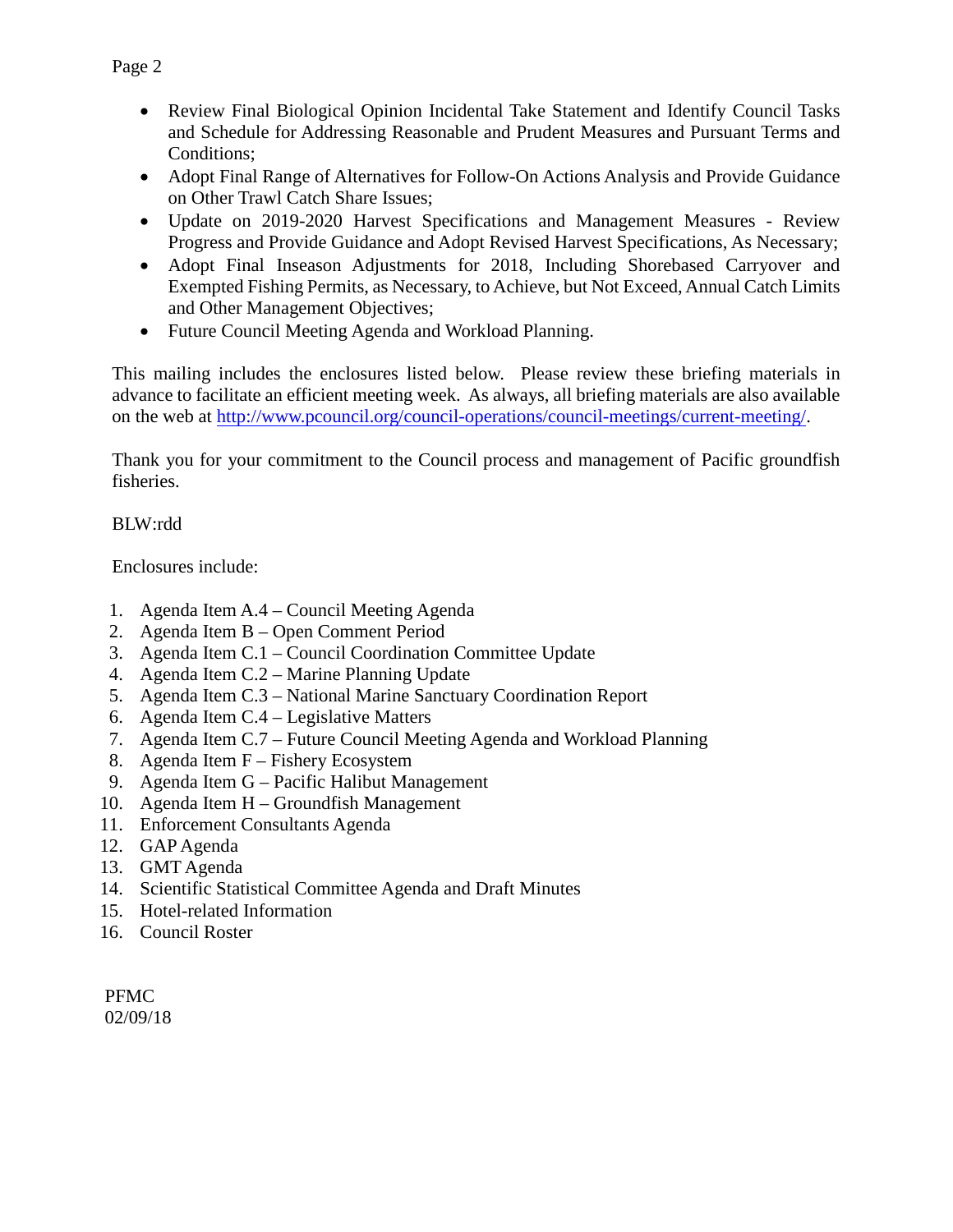- Review Final Biological Opinion Incidental Take Statement and Identify Council Tasks and Schedule for Addressing Reasonable and Prudent Measures and Pursuant Terms and Conditions;
- Adopt Final Range of Alternatives for Follow-On Actions Analysis and Provide Guidance on Other Trawl Catch Share Issues;
- Update on 2019-2020 Harvest Specifications and Management Measures - Review Progress and Provide Guidance and Adopt Revised Harvest Specifications, As Necessary;
- Adopt Final Inseason Adjustments for 2018, Including Shorebased Carryover and Exempted Fishing Permits, as Necessary, to Achieve, but Not Exceed, Annual Catch Limits and Other Management Objectives;
- Future Council Meeting Agenda and Workload Planning.

This mailing includes the enclosures listed below. Please review these briefing materials in advance to facilitate an efficient meeting week. As always, all briefing materials are also available on the web at http://www.pcouncil.org/council-operations/council-meetings/current-meeting/.

Thank you for your commitment to the Council process and management of Pacific groundfish fisheries.

BLW:rdd

Enclosures include:

1. Agenda Item A.4 – Council Meeting Agenda
2. Agenda Item B – Open Comment Period
3. Agenda Item C.1 – Council Coordination Committee Update
4. Agenda Item C.2 – Marine Planning Update
5. Agenda Item C.3 – National Marine Sanctuary Coordination Report
6. Agenda Item C.4 – Legislative Matters
7. Agenda Item C.7 – Future Council Meeting Agenda and Workload Planning
8. Agenda Item F – Fishery Ecosystem
9. Agenda Item G – Pacific Halibut Management
10. Agenda Item H – Groundfish Management
11. Enforcement Consultants Agenda
12. GAP Agenda
13. GMT Agenda
14. Scientific Statistical Committee Agenda and Draft Minutes
15. Hotel-related Information
16. Council Roster

PFMC
02/09/18